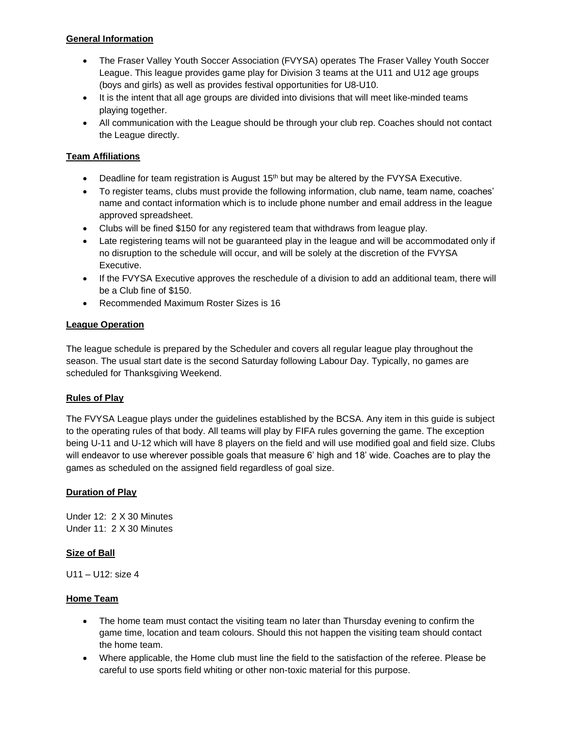## General Information

- The Fraser Valley Youth Soccer Association (FVYSA) operates The Fraser Valley Youth Soccer League. This league provides game play for Division 3 teams at the U11 and U12 age groups (boys and girls) as well as provides festival opportunities for U8-U10.
- It is the intent that all age groups are divided into divisions that will meet like-minded teams playing together.
- All communication with the League should be through your club rep. Coaches should not contact the League directly.

## Team Affiliations

- Deadline for team registration is August 15th but may be altered by the FVYSA Executive.
- To register teams, clubs must provide the following information, club name, team name, coaches' name and contact information which is to include phone number and email address in the league approved spreadsheet.
- Clubs will be fined $150 for any registered team that withdraws from league play.
- Late registering teams will not be guaranteed play in the league and will be accommodated only if no disruption to the schedule will occur, and will be solely at the discretion of the FVYSA Executive.
- If the FVYSA Executive approves the reschedule of a division to add an additional team, there will be a Club fine of $150.
- Recommended Maximum Roster Sizes is 16

## League Operation

The league schedule is prepared by the Scheduler and covers all regular league play throughout the season. The usual start date is the second Saturday following Labour Day. Typically, no games are scheduled for Thanksgiving Weekend.

## Rules of Play

The FVYSA League plays under the guidelines established by the BCSA. Any item in this guide is subject to the operating rules of that body. All teams will play by FIFA rules governing the game. The exception being U-11 and U-12 which will have 8 players on the field and will use modified goal and field size. Clubs will endeavor to use wherever possible goals that measure 6' high and 18' wide. Coaches are to play the games as scheduled on the assigned field regardless of goal size.

## Duration of Play

Under 12: 2 X 30 Minutes
Under 11: 2 X 30 Minutes

## Size of Ball

U11 – U12: size 4

## Home Team

- The home team must contact the visiting team no later than Thursday evening to confirm the game time, location and team colours. Should this not happen the visiting team should contact the home team.
- Where applicable, the Home club must line the field to the satisfaction of the referee. Please be careful to use sports field whiting or other non-toxic material for this purpose.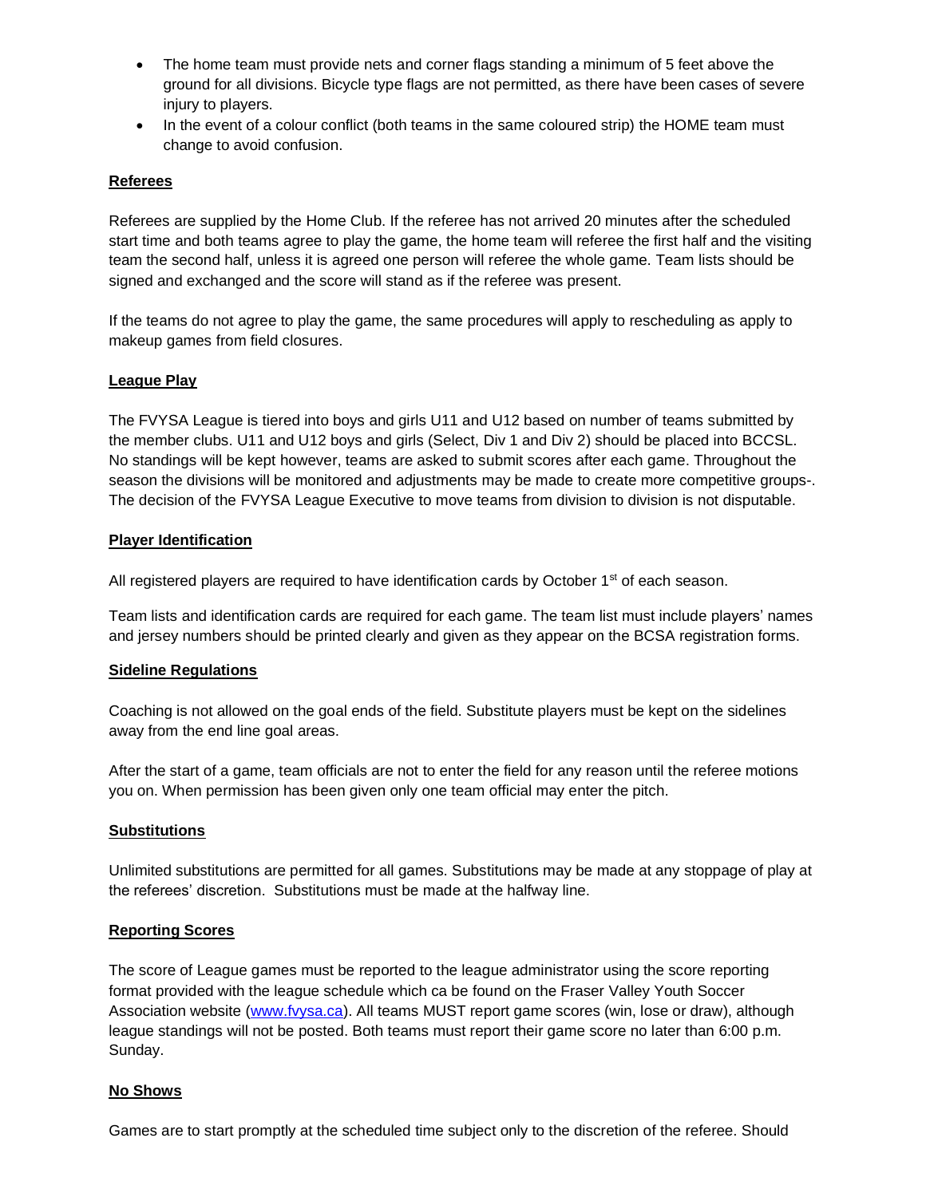- The home team must provide nets and corner flags standing a minimum of 5 feet above the ground for all divisions. Bicycle type flags are not permitted, as there have been cases of severe injury to players.
- In the event of a colour conflict (both teams in the same coloured strip) the HOME team must change to avoid confusion.

## Referees

Referees are supplied by the Home Club. If the referee has not arrived 20 minutes after the scheduled start time and both teams agree to play the game, the home team will referee the first half and the visiting team the second half, unless it is agreed one person will referee the whole game. Team lists should be signed and exchanged and the score will stand as if the referee was present.

If the teams do not agree to play the game, the same procedures will apply to rescheduling as apply to makeup games from field closures.

## League Play

The FVYSA League is tiered into boys and girls U11 and U12 based on number of teams submitted by the member clubs. U11 and U12 boys and girls (Select, Div 1 and Div 2) should be placed into BCCSL. No standings will be kept however, teams are asked to submit scores after each game. Throughout the season the divisions will be monitored and adjustments may be made to create more competitive groups-. The decision of the FVYSA League Executive to move teams from division to division is not disputable.

## Player Identification

All registered players are required to have identification cards by October 1st of each season.

Team lists and identification cards are required for each game. The team list must include players' names and jersey numbers should be printed clearly and given as they appear on the BCSA registration forms.

## Sideline Regulations

Coaching is not allowed on the goal ends of the field. Substitute players must be kept on the sidelines away from the end line goal areas.

After the start of a game, team officials are not to enter the field for any reason until the referee motions you on. When permission has been given only one team official may enter the pitch.

## Substitutions

Unlimited substitutions are permitted for all games. Substitutions may be made at any stoppage of play at the referees' discretion. Substitutions must be made at the halfway line.

## Reporting Scores

The score of League games must be reported to the league administrator using the score reporting format provided with the league schedule which ca be found on the Fraser Valley Youth Soccer Association website ([www.fvysa.ca](http://www.fvysa.ca)). All teams MUST report game scores (win, lose or draw), although league standings will not be posted. Both teams must report their game score no later than 6:00 p.m. Sunday.

## No Shows

Games are to start promptly at the scheduled time subject only to the discretion of the referee. Should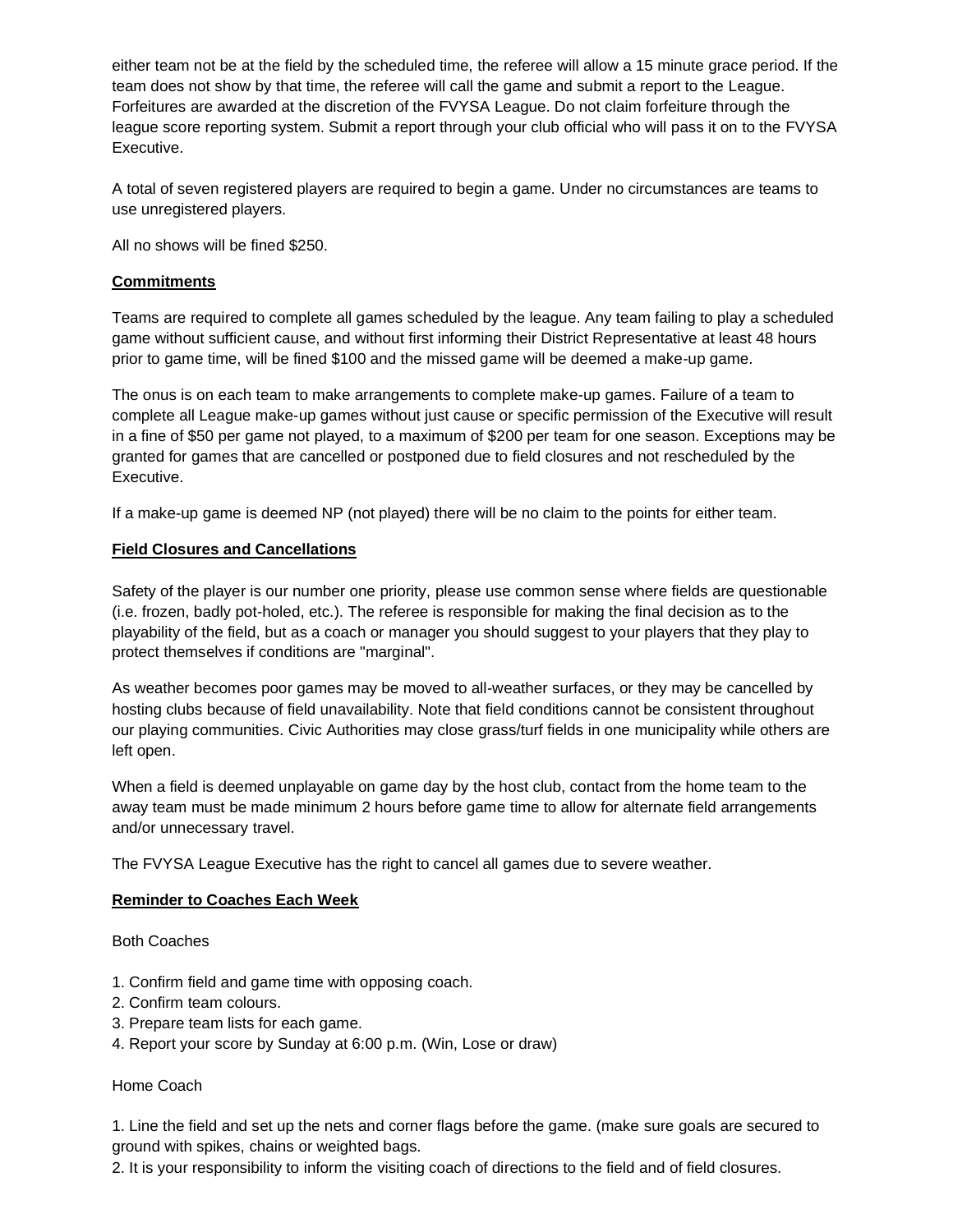either team not be at the field by the scheduled time, the referee will allow a 15 minute grace period. If the team does not show by that time, the referee will call the game and submit a report to the League. Forfeitures are awarded at the discretion of the FVYSA League. Do not claim forfeiture through the league score reporting system. Submit a report through your club official who will pass it on to the FVYSA Executive.

A total of seven registered players are required to begin a game. Under no circumstances are teams to use unregistered players.

All no shows will be fined $250.

## **Commitments**

Teams are required to complete all games scheduled by the league. Any team failing to play a scheduled game without sufficient cause, and without first informing their District Representative at least 48 hours prior to game time, will be fined $100 and the missed game will be deemed a make-up game.

The onus is on each team to make arrangements to complete make-up games. Failure of a team to complete all League make-up games without just cause or specific permission of the Executive will result in a fine of $50 per game not played, to a maximum of $200 per team for one season. Exceptions may be granted for games that are cancelled or postponed due to field closures and not rescheduled by the Executive.

If a make-up game is deemed NP (not played) there will be no claim to the points for either team.

## **Field Closures and Cancellations**

Safety of the player is our number one priority, please use common sense where fields are questionable (i.e. frozen, badly pot-holed, etc.). The referee is responsible for making the final decision as to the playability of the field, but as a coach or manager you should suggest to your players that they play to protect themselves if conditions are "marginal".

As weather becomes poor games may be moved to all-weather surfaces, or they may be cancelled by hosting clubs because of field unavailability. Note that field conditions cannot be consistent throughout our playing communities. Civic Authorities may close grass/turf fields in one municipality while others are left open.

When a field is deemed unplayable on game day by the host club, contact from the home team to the away team must be made minimum 2 hours before game time to allow for alternate field arrangements and/or unnecessary travel.

The FVYSA League Executive has the right to cancel all games due to severe weather.

## **Reminder to Coaches Each Week**

Both Coaches

1. Confirm field and game time with opposing coach.
2. Confirm team colours.
3. Prepare team lists for each game.
4. Report your score by Sunday at 6:00 p.m. (Win, Lose or draw)

Home Coach

1. Line the field and set up the nets and corner flags before the game. (make sure goals are secured to ground with spikes, chains or weighted bags.
2. It is your responsibility to inform the visiting coach of directions to the field and of field closures.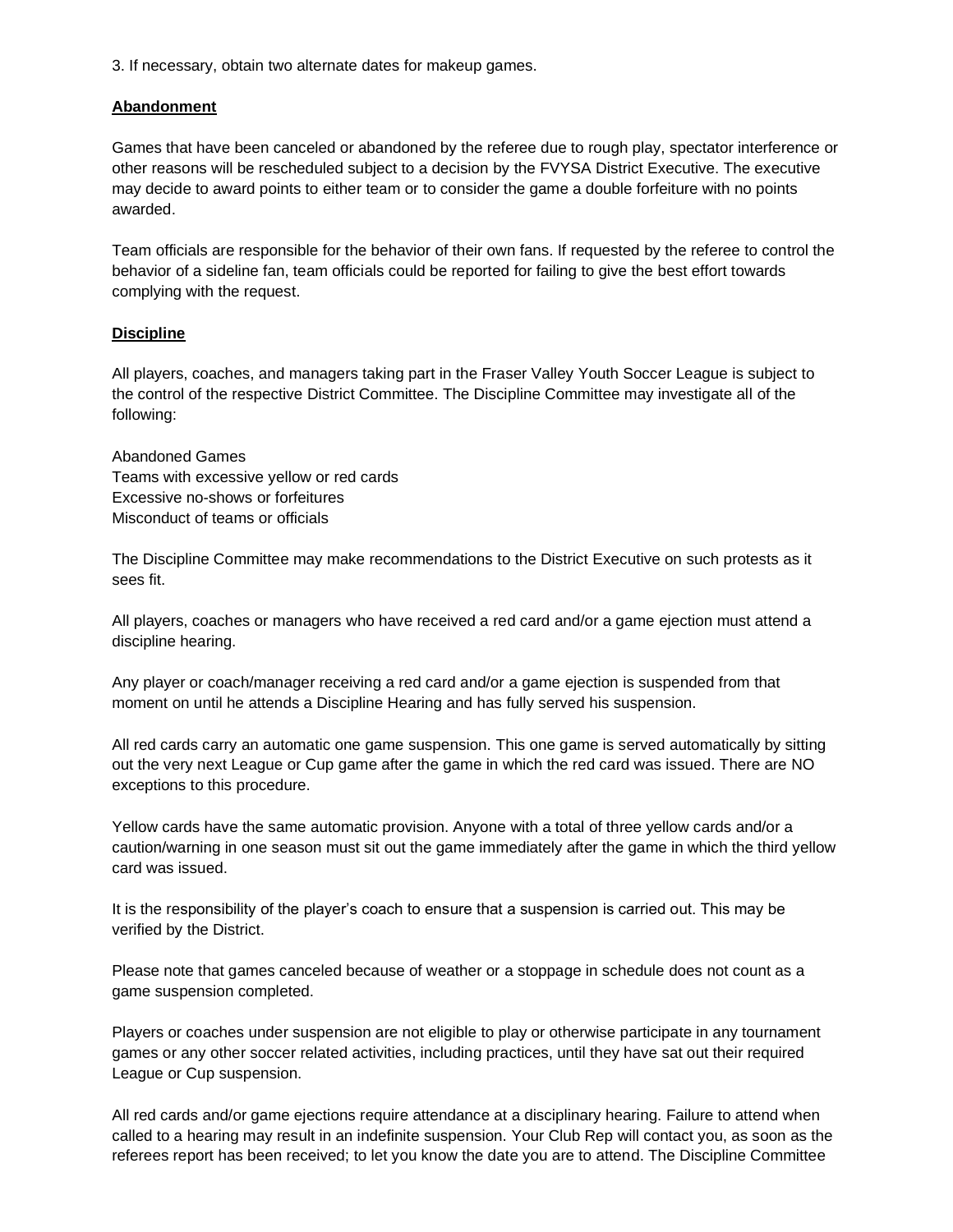3. If necessary, obtain two alternate dates for makeup games.

**Abandonment**

Games that have been canceled or abandoned by the referee due to rough play, spectator interference or other reasons will be rescheduled subject to a decision by the FVYSA District Executive. The executive may decide to award points to either team or to consider the game a double forfeiture with no points awarded.

Team officials are responsible for the behavior of their own fans. If requested by the referee to control the behavior of a sideline fan, team officials could be reported for failing to give the best effort towards complying with the request.

**Discipline**

All players, coaches, and managers taking part in the Fraser Valley Youth Soccer League is subject to the control of the respective District Committee. The Discipline Committee may investigate all of the following:

Abandoned Games
Teams with excessive yellow or red cards
Excessive no-shows or forfeitures
Misconduct of teams or officials

The Discipline Committee may make recommendations to the District Executive on such protests as it sees fit.

All players, coaches or managers who have received a red card and/or a game ejection must attend a discipline hearing.

Any player or coach/manager receiving a red card and/or a game ejection is suspended from that moment on until he attends a Discipline Hearing and has fully served his suspension.

All red cards carry an automatic one game suspension. This one game is served automatically by sitting out the very next League or Cup game after the game in which the red card was issued. There are NO exceptions to this procedure.

Yellow cards have the same automatic provision. Anyone with a total of three yellow cards and/or a caution/warning in one season must sit out the game immediately after the game in which the third yellow card was issued.

It is the responsibility of the player's coach to ensure that a suspension is carried out. This may be verified by the District.

Please note that games canceled because of weather or a stoppage in schedule does not count as a game suspension completed.

Players or coaches under suspension are not eligible to play or otherwise participate in any tournament games or any other soccer related activities, including practices, until they have sat out their required League or Cup suspension.

All red cards and/or game ejections require attendance at a disciplinary hearing. Failure to attend when called to a hearing may result in an indefinite suspension. Your Club Rep will contact you, as soon as the referees report has been received; to let you know the date you are to attend. The Discipline Committee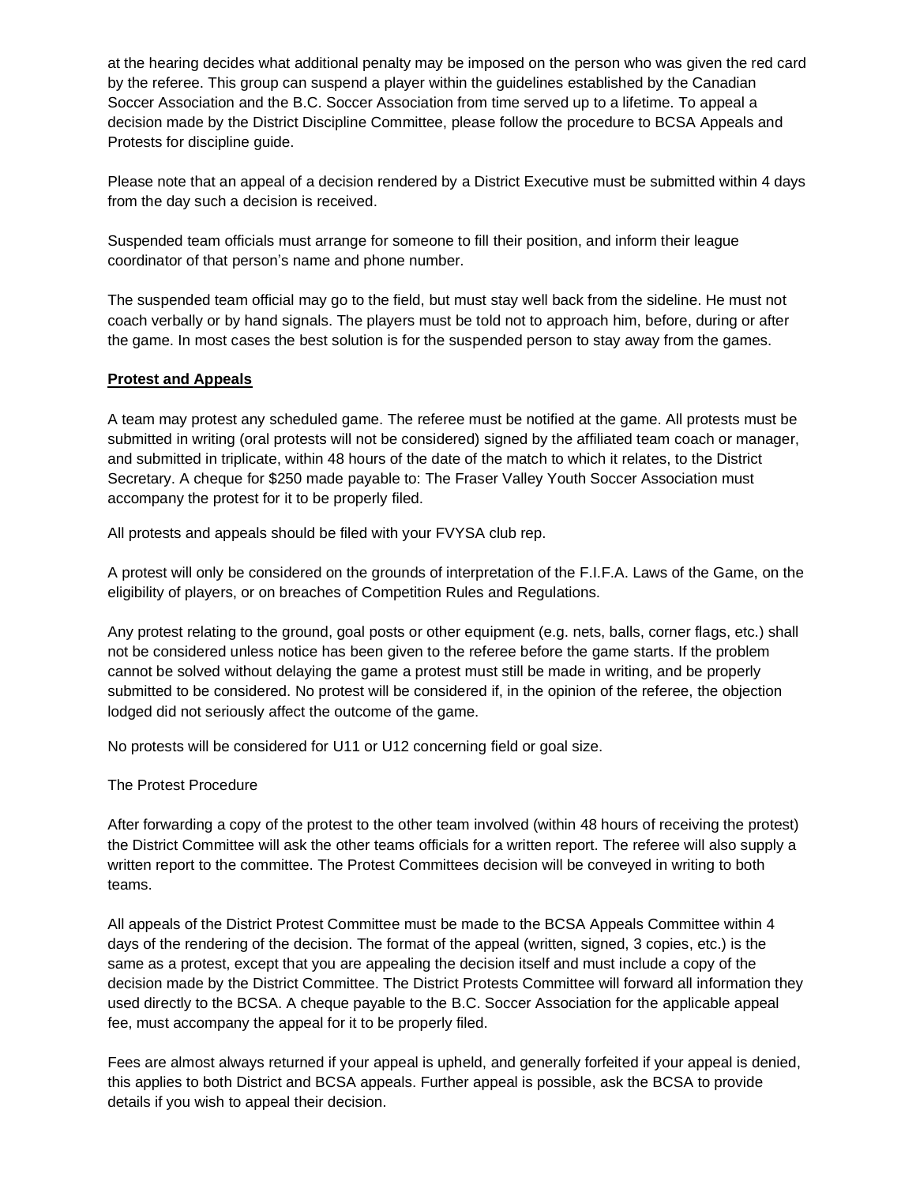at the hearing decides what additional penalty may be imposed on the person who was given the red card by the referee. This group can suspend a player within the guidelines established by the Canadian Soccer Association and the B.C. Soccer Association from time served up to a lifetime. To appeal a decision made by the District Discipline Committee, please follow the procedure to BCSA Appeals and Protests for discipline guide.

Please note that an appeal of a decision rendered by a District Executive must be submitted within 4 days from the day such a decision is received.

Suspended team officials must arrange for someone to fill their position, and inform their league coordinator of that person's name and phone number.

The suspended team official may go to the field, but must stay well back from the sideline. He must not coach verbally or by hand signals. The players must be told not to approach him, before, during or after the game. In most cases the best solution is for the suspended person to stay away from the games.

## **Protest and Appeals**

A team may protest any scheduled game. The referee must be notified at the game. All protests must be submitted in writing (oral protests will not be considered) signed by the affiliated team coach or manager, and submitted in triplicate, within 48 hours of the date of the match to which it relates, to the District Secretary. A cheque for $250 made payable to: The Fraser Valley Youth Soccer Association must accompany the protest for it to be properly filed.

All protests and appeals should be filed with your FVYSA club rep.

A protest will only be considered on the grounds of interpretation of the F.I.F.A. Laws of the Game, on the eligibility of players, or on breaches of Competition Rules and Regulations.

Any protest relating to the ground, goal posts or other equipment (e.g. nets, balls, corner flags, etc.) shall not be considered unless notice has been given to the referee before the game starts. If the problem cannot be solved without delaying the game a protest must still be made in writing, and be properly submitted to be considered. No protest will be considered if, in the opinion of the referee, the objection lodged did not seriously affect the outcome of the game.

No protests will be considered for U11 or U12 concerning field or goal size.

The Protest Procedure

After forwarding a copy of the protest to the other team involved (within 48 hours of receiving the protest) the District Committee will ask the other teams officials for a written report. The referee will also supply a written report to the committee. The Protest Committees decision will be conveyed in writing to both teams.

All appeals of the District Protest Committee must be made to the BCSA Appeals Committee within 4 days of the rendering of the decision. The format of the appeal (written, signed, 3 copies, etc.) is the same as a protest, except that you are appealing the decision itself and must include a copy of the decision made by the District Committee. The District Protests Committee will forward all information they used directly to the BCSA. A cheque payable to the B.C. Soccer Association for the applicable appeal fee, must accompany the appeal for it to be properly filed.

Fees are almost always returned if your appeal is upheld, and generally forfeited if your appeal is denied, this applies to both District and BCSA appeals. Further appeal is possible, ask the BCSA to provide details if you wish to appeal their decision.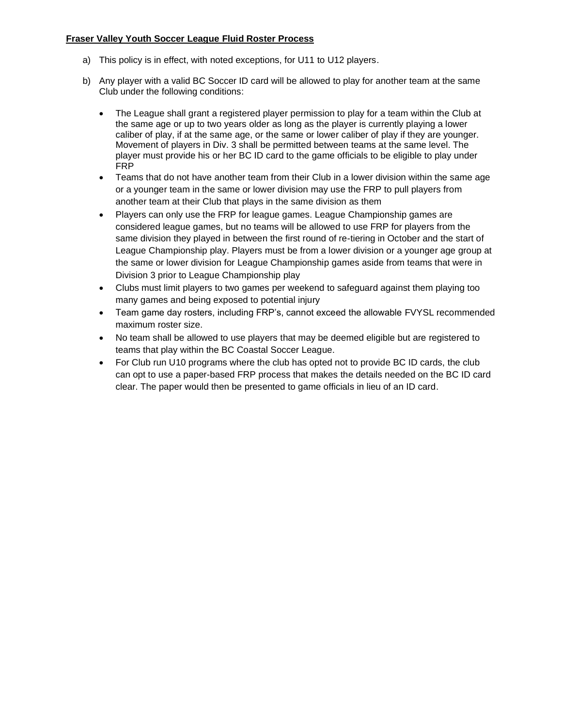**Fraser Valley Youth Soccer League Fluid Roster Process**

a) This policy is in effect, with noted exceptions, for U11 to U12 players.

b) Any player with a valid BC Soccer ID card will be allowed to play for another team at the same Club under the following conditions:

- The League shall grant a registered player permission to play for a team within the Club at the same age or up to two years older as long as the player is currently playing a lower caliber of play, if at the same age, or the same or lower caliber of play if they are younger. Movement of players in Div. 3 shall be permitted between teams at the same level. The player must provide his or her BC ID card to the game officials to be eligible to play under FRP
- Teams that do not have another team from their Club in a lower division within the same age or a younger team in the same or lower division may use the FRP to pull players from another team at their Club that plays in the same division as them
- Players can only use the FRP for league games. League Championship games are considered league games, but no teams will be allowed to use FRP for players from the same division they played in between the first round of re-tiering in October and the start of League Championship play. Players must be from a lower division or a younger age group at the same or lower division for League Championship games aside from teams that were in Division 3 prior to League Championship play
- Clubs must limit players to two games per weekend to safeguard against them playing too many games and being exposed to potential injury
- Team game day rosters, including FRP's, cannot exceed the allowable FVYSL recommended maximum roster size.
- No team shall be allowed to use players that may be deemed eligible but are registered to teams that play within the BC Coastal Soccer League.
- For Club run U10 programs where the club has opted not to provide BC ID cards, the club can opt to use a paper-based FRP process that makes the details needed on the BC ID card clear. The paper would then be presented to game officials in lieu of an ID card.